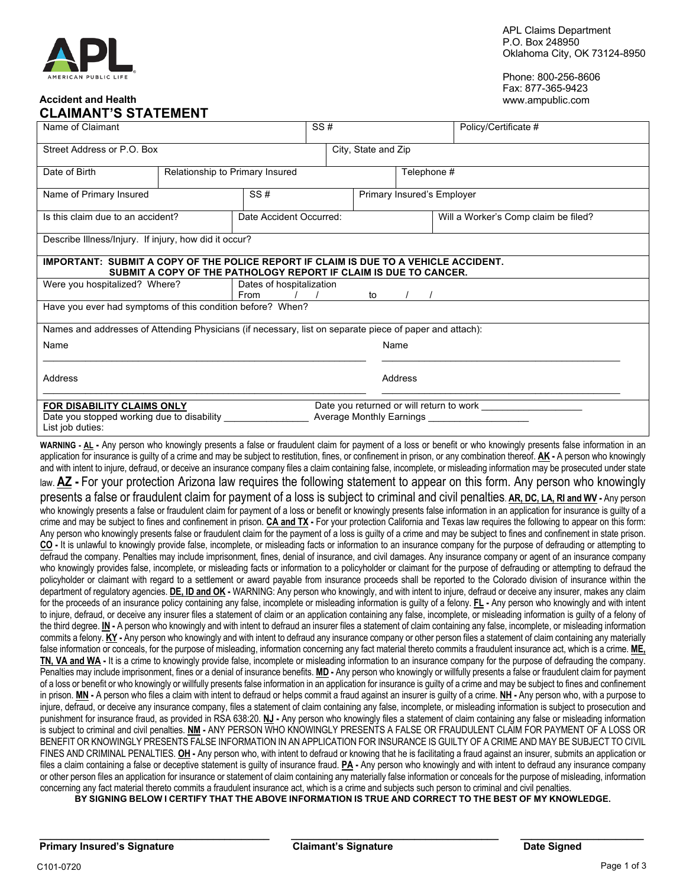APL
AMERICAN PUBLIC LIFE

APL Claims Department
P.O. Box 248950
Oklahoma City, OK 73124-8950

Phone: 800-256-8606
Fax: 877-365-9423
www.ampublic.com

### Accident and Health

# CLAIMANT'S STATEMENT

| | | |
|---|---|---|
| Name of Claimant | SS # | Policy/Certificate # |

| | |
|---|---|
| Street Address or P.O. Box | City, State and Zip |

| | | |
|---|---|---|
| Date of Birth | Relationship to Primary Insured | Telephone # |

| | | |
|---|---|---|
| Name of Primary Insured | SS # | Primary Insured's Employer |

| | | |
|---|---|---|
| Is this claim due to an accident? | Date Accident Occurred: | Will a Worker's Comp claim be filed? |

Describe Illness/Injury. If injury, how did it occur?

**IMPORTANT: SUBMIT A COPY OF THE POLICE REPORT IF CLAIM IS DUE TO A VEHICLE ACCIDENT.**
**SUBMIT A COPY OF THE PATHOLOGY REPORT IF CLAIM IS DUE TO CANCER.**

| | |
|---|---|
| Were you hospitalized? Where? | Dates of hospitalization From / / to / / |

Have you ever had symptoms of this condition before? When?

Names and addresses of Attending Physicians (if necessary, list on separate piece of paper and attach):

Name ______________________ Name ______________________

Address ______________________ Address ______________________

**FOR DISABILITY CLAIMS ONLY**
Date you stopped working due to disability ________________ Date you returned or will return to work ________________
Average Monthly Earnings ________________
List job duties:

**WARNING - AL -** Any person who knowingly presents a false or fraudulent claim for payment of a loss or benefit or who knowingly presents false information in an application for insurance is guilty of a crime and may be subject to restitution, fines, or confinement in prison, or any combination thereof. **AK -** A person who knowingly and with intent to injure, defraud, or deceive an insurance company files a claim containing false, incomplete, or misleading information may be prosecuted under state law. **AZ -** For your protection Arizona law requires the following statement to appear on this form. Any person who knowingly presents a false or fraudulent claim for payment of a loss is subject to criminal and civil penalties. **AR, DC, LA, RI and WV -** Any person who knowingly presents a false or fraudulent claim for payment of a loss or benefit or knowingly presents false information in an application for insurance is guilty of a crime and may be subject to fines and confinement in prison. **CA and TX -** For your protection California and Texas law requires the following to appear on this form: Any person who knowingly presents false or fraudulent claim for the payment of a loss is guilty of a crime and may be subject to fines and confinement in state prison. **CO -** It is unlawful to knowingly provide false, incomplete, or misleading facts or information to an insurance company for the purpose of defrauding or attempting to defraud the company. Penalties may include imprisonment, fines, denial of insurance, and civil damages. Any insurance company or agent of an insurance company who knowingly provides false, incomplete, or misleading facts or information to a policyholder or claimant for the purpose of defrauding or attempting to defraud the policyholder or claimant with regard to a settlement or award payable from insurance proceeds shall be reported to the Colorado division of insurance within the department of regulatory agencies. **DE, ID and OK -** WARNING: Any person who knowingly, and with intent to injure, defraud or deceive any insurer, makes any claim for the proceeds of an insurance policy containing any false, incomplete or misleading information is guilty of a felony. **FL -** Any person who knowingly and with intent to injure, defraud, or deceive any insurer files a statement of claim or an application containing any false, incomplete, or misleading information is guilty of a felony of the third degree. **IN -** A person who knowingly and with intent to defraud an insurer files a statement of claim containing any false, incomplete, or misleading information commits a felony. **KY -** Any person who knowingly and with intent to defraud any insurance company or other person files a statement of claim containing any materially false information or conceals, for the purpose of misleading, information concerning any fact material thereto commits a fraudulent insurance act, which is a crime. **ME, TN, VA and WA -** It is a crime to knowingly provide false, incomplete or misleading information to an insurance company for the purpose of defrauding the company. Penalties may include imprisonment, fines or a denial of insurance benefits. **MD -** Any person who knowingly or willfully presents a false or fraudulent claim for payment of a loss or benefit or who knowingly or willfully presents false information in an application for insurance is guilty of a crime and may be subject to fines and confinement in prison. **MN -** A person who files a claim with intent to defraud or helps commit a fraud against an insurer is guilty of a crime. **NH -** Any person who, with a purpose to injure, defraud, or deceive any insurance company, files a statement of claim containing any false, incomplete, or misleading information is subject to prosecution and punishment for insurance fraud, as provided in RSA 638:20. **NJ -** Any person who knowingly files a statement of claim containing any false or misleading information is subject to criminal and civil penalties. **NM -** ANY PERSON WHO KNOWINGLY PRESENTS A FALSE OR FRAUDULENT CLAIM FOR PAYMENT OF A LOSS OR BENEFIT OR KNOWINGLY PRESENTS FALSE INFORMATION IN AN APPLICATION FOR INSURANCE IS GUILTY OF A CRIME AND MAY BE SUBJECT TO CIVIL FINES AND CRIMINAL PENALTIES. **OH -** Any person who, with intent to defraud or knowing that he is facilitating a fraud against an insurer, submits an application or files a claim containing a false or deceptive statement is guilty of insurance fraud. **PA -** Any person who knowingly and with intent to defraud any insurance company or other person files an application for insurance or statement of claim containing any materially false information or conceals for the purpose of misleading, information concerning any fact material thereto commits a fraudulent insurance act, which is a crime and subjects such person to criminal and civil penalties.

**BY SIGNING BELOW I CERTIFY THAT THE ABOVE INFORMATION IS TRUE AND CORRECT TO THE BEST OF MY KNOWLEDGE.**

______________________ ______________________ ______________________
**Primary Insured's Signature** **Claimant's Signature** **Date Signed**

C101-0720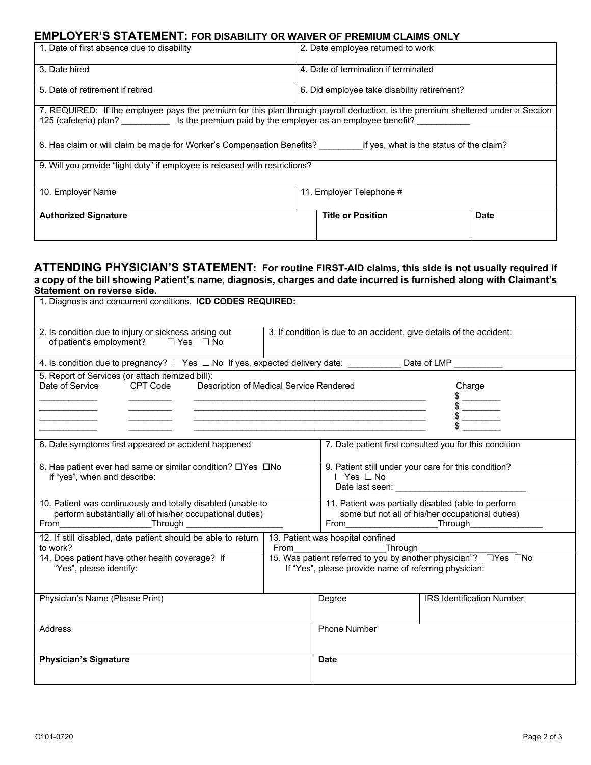## EMPLOYER'S STATEMENT: FOR DISABILITY OR WAIVER OF PREMIUM CLAIMS ONLY

| | |
|---|---|
| 1. Date of first absence due to disability | 2. Date employee returned to work |
| 3. Date hired | 4. Date of termination if terminated |
| 5. Date of retirement if retired | 6. Did employee take disability retirement? |

7. REQUIRED: If the employee pays the premium for this plan through payroll deduction, is the premium sheltered under a Section 125 (cafeteria) plan? __________ Is the premium paid by the employer as an employee benefit? ___________

8. Has claim or will claim be made for Worker's Compensation Benefits? _________If yes, what is the status of the claim?

9. Will you provide "light duty" if employee is released with restrictions?

| | | |
|---|---|---|
| 10. Employer Name | 11. Employer Telephone # | |
| **Authorized Signature** | **Title or Position** | **Date** |

## ATTENDING PHYSICIAN'S STATEMENT: For routine FIRST-AID claims, this side is not usually required if a copy of the bill showing Patient's name, diagnosis, charges and date incurred is furnished along with Claimant's Statement on reverse side.

1. Diagnosis and concurrent conditions. **ICD CODES REQUIRED:**

| | |
|---|---|
| 2. Is condition due to injury or sickness arising out of patient's employment? ☐ Yes ☐ No | 3. If condition is due to an accident, give details of the accident: |

4. Is condition due to pregnancy? ☐ Yes ☐ No If yes, expected delivery date: ___________ Date of LMP __________

5. Report of Services (or attach itemized bill):

| Date of Service | CPT Code | Description of Medical Service Rendered | Charge |
|---|---|---|---|
| ____________ | _________ | ____________________________________________________ | $ ________ |
| ____________ | _________ | ____________________________________________________ | $ ________ |
| ____________ | _________ | ____________________________________________________ | $ ________ |
| ____________ | _________ | ____________________________________________________ | $ ________ |

| | |
|---|---|
| 6. Date symptoms first appeared or accident happened | 7. Date patient first consulted you for this condition |
| 8. Has patient ever had same or similar condition? ☐Yes ☐No<br>If "yes", when and describe: | 9. Patient still under your care for this condition?<br>☐ Yes ☐ No<br>Date last seen: ___________________________ |
| 10. Patient was continuously and totally disabled (unable to perform substantially all of his/her occupational duties)<br>From___________________Through ____________________ | 11. Patient was partially disabled (able to perform some but not all of his/her occupational duties)<br>From___________________Through_______________ |
| 12. If still disabled, date patient should be able to return to work? | 13. Patient was hospital confined<br>From___________________Through ____________________ |
| 14. Does patient have other health coverage? If "Yes", please identify: | 15. Was patient referred to you by another physician"? ☐Yes ☐No<br>If "Yes", please provide name of referring physician: |

| | | |
|---|---|---|
| Physician's Name (Please Print) | Degree | IRS Identification Number |
| Address | Phone Number | |
| **Physician's Signature** | **Date** | |

C101-0720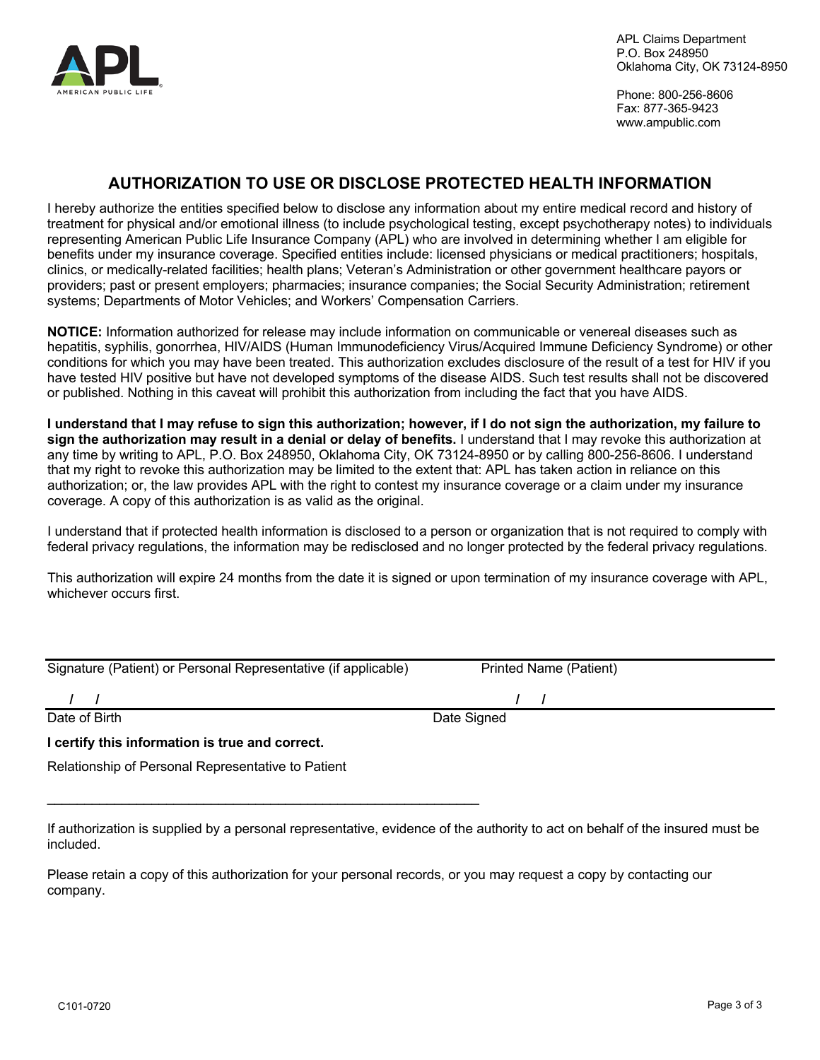APL Claims Department
P.O. Box 248950
Oklahoma City, OK 73124-8950

Phone: 800-256-8606
Fax: 877-365-9423
www.ampublic.com

## AUTHORIZATION TO USE OR DISCLOSE PROTECTED HEALTH INFORMATION

I hereby authorize the entities specified below to disclose any information about my entire medical record and history of treatment for physical and/or emotional illness (to include psychological testing, except psychotherapy notes) to individuals representing American Public Life Insurance Company (APL) who are involved in determining whether I am eligible for benefits under my insurance coverage. Specified entities include: licensed physicians or medical practitioners; hospitals, clinics, or medically-related facilities; health plans; Veteran's Administration or other government healthcare payors or providers; past or present employers; pharmacies; insurance companies; the Social Security Administration; retirement systems; Departments of Motor Vehicles; and Workers' Compensation Carriers.

**NOTICE:** Information authorized for release may include information on communicable or venereal diseases such as hepatitis, syphilis, gonorrhea, HIV/AIDS (Human Immunodeficiency Virus/Acquired Immune Deficiency Syndrome) or other conditions for which you may have been treated. This authorization excludes disclosure of the result of a test for HIV if you have tested HIV positive but have not developed symptoms of the disease AIDS. Such test results shall not be discovered or published. Nothing in this caveat will prohibit this authorization from including the fact that you have AIDS.

**I understand that I may refuse to sign this authorization; however, if I do not sign the authorization, my failure to sign the authorization may result in a denial or delay of benefits.** I understand that I may revoke this authorization at any time by writing to APL, P.O. Box 248950, Oklahoma City, OK 73124-8950 or by calling 800-256-8606. I understand that my right to revoke this authorization may be limited to the extent that: APL has taken action in reliance on this authorization; or, the law provides APL with the right to contest my insurance coverage or a claim under my insurance coverage. A copy of this authorization is as valid as the original.

I understand that if protected health information is disclosed to a person or organization that is not required to comply with federal privacy regulations, the information may be redisclosed and no longer protected by the federal privacy regulations.

This authorization will expire 24 months from the date it is signed or upon termination of my insurance coverage with APL, whichever occurs first.

Signature (Patient) or Personal Representative (if applicable) ____________________ Printed Name (Patient) ____________________

&nbsp;&nbsp;/&nbsp;&nbsp;&nbsp;/
Date of Birth

&nbsp;&nbsp;/&nbsp;&nbsp;&nbsp;/
Date Signed

**I certify this information is true and correct.**

Relationship of Personal Representative to Patient

____________________________________________________________

If authorization is supplied by a personal representative, evidence of the authority to act on behalf of the insured must be included.

Please retain a copy of this authorization for your personal records, or you may request a copy by contacting our company.

C101-0720